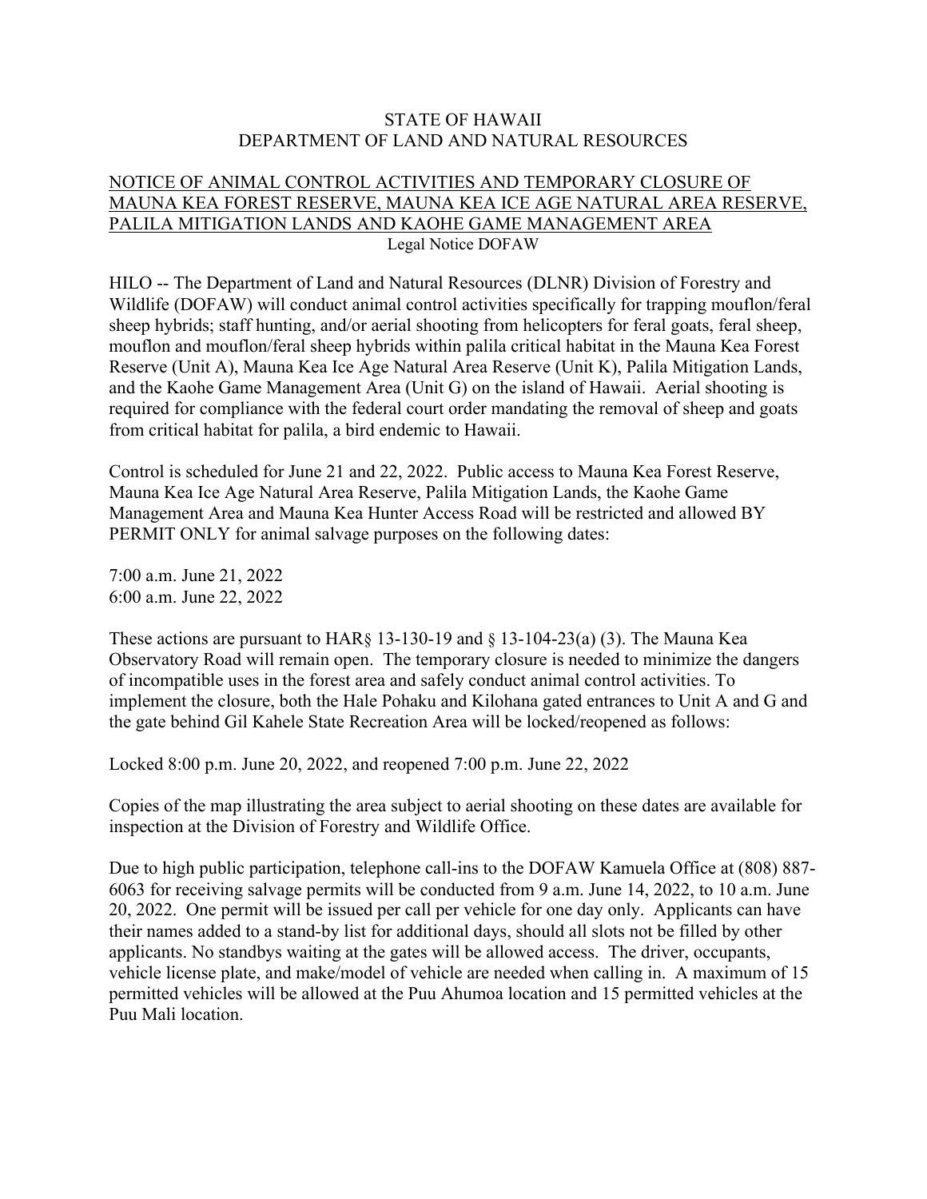STATE OF HAWAII
DEPARTMENT OF LAND AND NATURAL RESOURCES

# NOTICE OF ANIMAL CONTROL ACTIVITIES AND TEMPORARY CLOSURE OF MAUNA KEA FOREST RESERVE, MAUNA KEA ICE AGE NATURAL AREA RESERVE, PALILA MITIGATION LANDS AND KAOHE GAME MANAGEMENT AREA

Legal Notice DOFAW

HILO -- The Department of Land and Natural Resources (DLNR) Division of Forestry and Wildlife (DOFAW) will conduct animal control activities specifically for trapping mouflon/feral sheep hybrids; staff hunting, and/or aerial shooting from helicopters for feral goats, feral sheep, mouflon and mouflon/feral sheep hybrids within palila critical habitat in the Mauna Kea Forest Reserve (Unit A), Mauna Kea Ice Age Natural Area Reserve (Unit K), Palila Mitigation Lands, and the Kaohe Game Management Area (Unit G) on the island of Hawaii. Aerial shooting is required for compliance with the federal court order mandating the removal of sheep and goats from critical habitat for palila, a bird endemic to Hawaii.

Control is scheduled for June 21 and 22, 2022. Public access to Mauna Kea Forest Reserve, Mauna Kea Ice Age Natural Area Reserve, Palila Mitigation Lands, the Kaohe Game Management Area and Mauna Kea Hunter Access Road will be restricted and allowed BY PERMIT ONLY for animal salvage purposes on the following dates:

7:00 a.m. June 21, 2022
6:00 a.m. June 22, 2022

These actions are pursuant to HAR§ 13-130-19 and § 13-104-23(a) (3). The Mauna Kea Observatory Road will remain open. The temporary closure is needed to minimize the dangers of incompatible uses in the forest area and safely conduct animal control activities. To implement the closure, both the Hale Pohaku and Kilohana gated entrances to Unit A and G and the gate behind Gil Kahele State Recreation Area will be locked/reopened as follows:

Locked 8:00 p.m. June 20, 2022, and reopened 7:00 p.m. June 22, 2022

Copies of the map illustrating the area subject to aerial shooting on these dates are available for inspection at the Division of Forestry and Wildlife Office.

Due to high public participation, telephone call-ins to the DOFAW Kamuela Office at (808) 887-6063 for receiving salvage permits will be conducted from 9 a.m. June 14, 2022, to 10 a.m. June 20, 2022. One permit will be issued per call per vehicle for one day only. Applicants can have their names added to a stand-by list for additional days, should all slots not be filled by other applicants. No standbys waiting at the gates will be allowed access. The driver, occupants, vehicle license plate, and make/model of vehicle are needed when calling in. A maximum of 15 permitted vehicles will be allowed at the Puu Ahumoa location and 15 permitted vehicles at the Puu Mali location.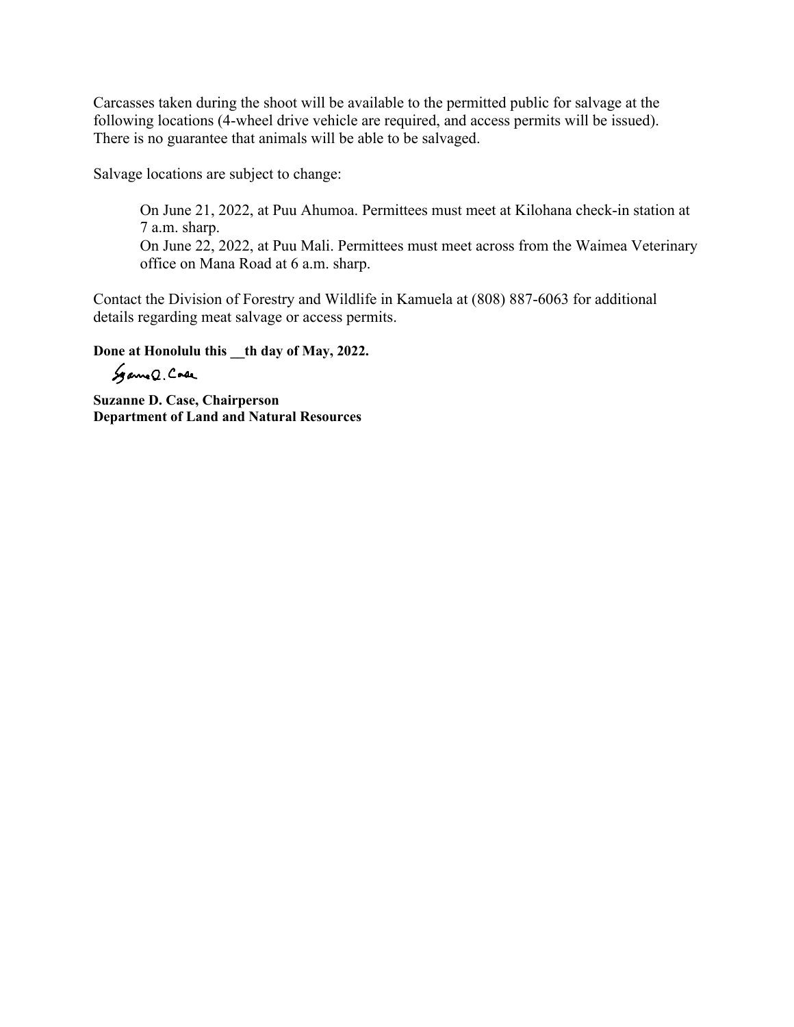Carcasses taken during the shoot will be available to the permitted public for salvage at the following locations (4-wheel drive vehicle are required, and access permits will be issued). There is no guarantee that animals will be able to be salvaged.

Salvage locations are subject to change:

> On June 21, 2022, at Puu Ahumoa. Permittees must meet at Kilohana check-in station at 7 a.m. sharp.
> On June 22, 2022, at Puu Mali. Permittees must meet across from the Waimea Veterinary office on Mana Road at 6 a.m. sharp.

Contact the Division of Forestry and Wildlife in Kamuela at (808) 887-6063 for additional details regarding meat salvage or access permits.

**Done at Honolulu this __th day of May, 2022.**

Suzanne D. Case

**Suzanne D. Case, Chairperson**
**Department of Land and Natural Resources**